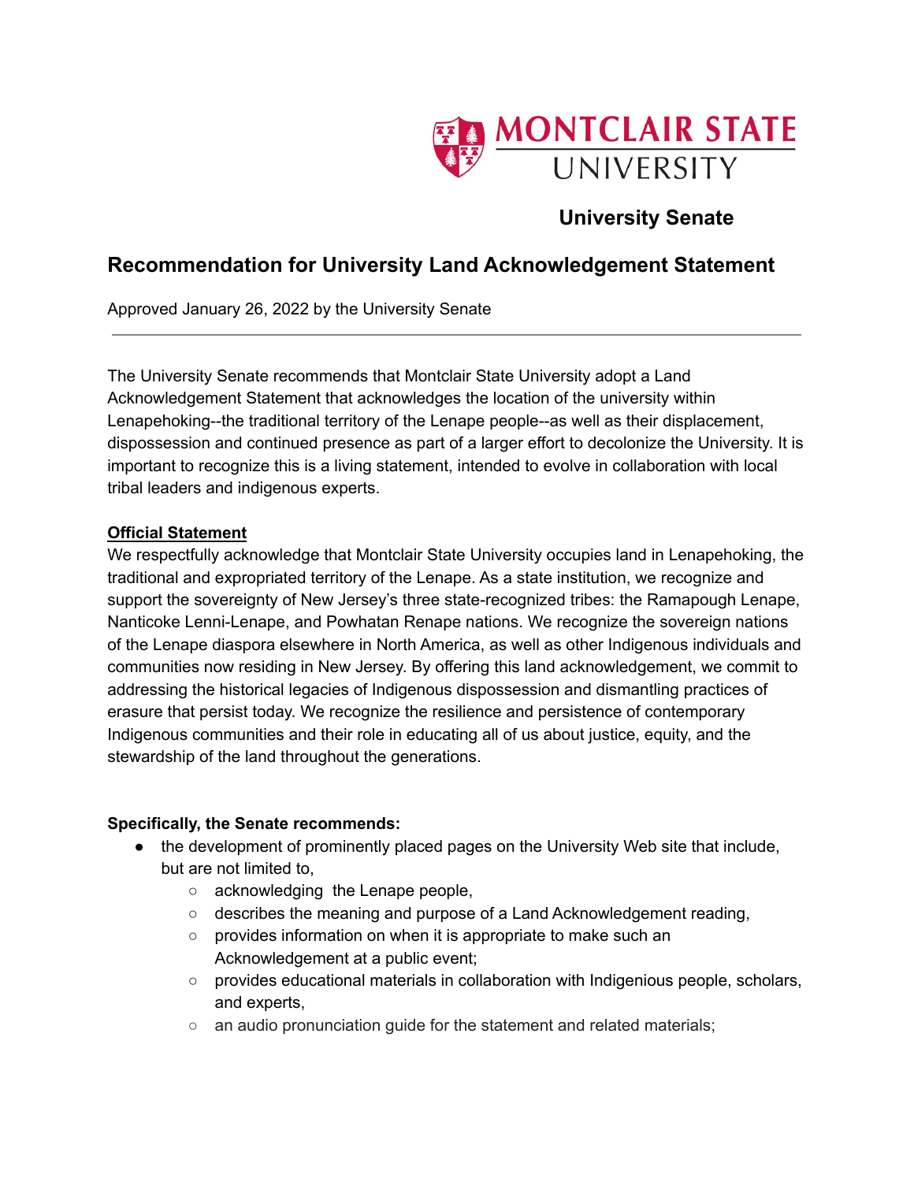MONTCLAIR STATE UNIVERSITY

## University Senate

# Recommendation for University Land Acknowledgement Statement

Approved January 26, 2022 by the University Senate

---

The University Senate recommends that Montclair State University adopt a Land Acknowledgement Statement that acknowledges the location of the university within Lenapehoking--the traditional territory of the Lenape people--as well as their displacement, dispossession and continued presence as part of a larger effort to decolonize the University. It is important to recognize this is a living statement, intended to evolve in collaboration with local tribal leaders and indigenous experts.

**Official Statement**

We respectfully acknowledge that Montclair State University occupies land in Lenapehoking, the traditional and expropriated territory of the Lenape. As a state institution, we recognize and support the sovereignty of New Jersey's three state-recognized tribes: the Ramapough Lenape, Nanticoke Lenni-Lenape, and Powhatan Renape nations. We recognize the sovereign nations of the Lenape diaspora elsewhere in North America, as well as other Indigenous individuals and communities now residing in New Jersey. By offering this land acknowledgement, we commit to addressing the historical legacies of Indigenous dispossession and dismantling practices of erasure that persist today. We recognize the resilience and persistence of contemporary Indigenous communities and their role in educating all of us about justice, equity, and the stewardship of the land throughout the generations.

**Specifically, the Senate recommends:**

- the development of prominently placed pages on the University Web site that include, but are not limited to,
  - acknowledging the Lenape people,
  - describes the meaning and purpose of a Land Acknowledgement reading,
  - provides information on when it is appropriate to make such an Acknowledgement at a public event;
  - provides educational materials in collaboration with Indigenious people, scholars, and experts,
  - an audio pronunciation guide for the statement and related materials;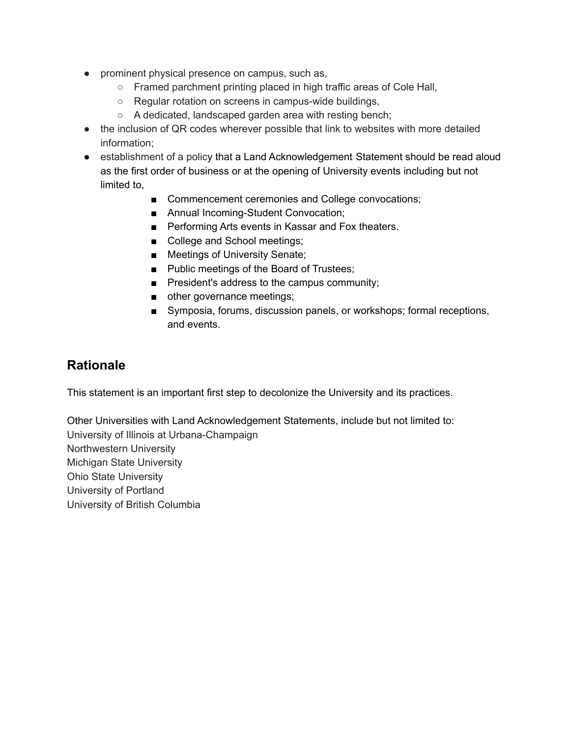- prominent physical presence on campus, such as,
  - Framed parchment printing placed in high traffic areas of Cole Hall,
  - Regular rotation on screens in campus-wide buildings,
  - A dedicated, landscaped garden area with resting bench;
- the inclusion of QR codes wherever possible that link to websites with more detailed information;
- establishment of a policy that a Land Acknowledgement Statement should be read aloud as the first order of business or at the opening of University events including but not limited to,
    - Commencement ceremonies and College convocations;
    - Annual Incoming-Student Convocation;
    - Performing Arts events in Kassar and Fox theaters.
    - College and School meetings;
    - Meetings of University Senate;
    - Public meetings of the Board of Trustees;
    - President's address to the campus community;
    - other governance meetings;
    - Symposia, forums, discussion panels, or workshops; formal receptions, and events.

## Rationale

This statement is an important first step to decolonize the University and its practices.

Other Universities with Land Acknowledgement Statements, include but not limited to:
University of Illinois at Urbana-Champaign
Northwestern University
Michigan State University
Ohio State University
University of Portland
University of British Columbia